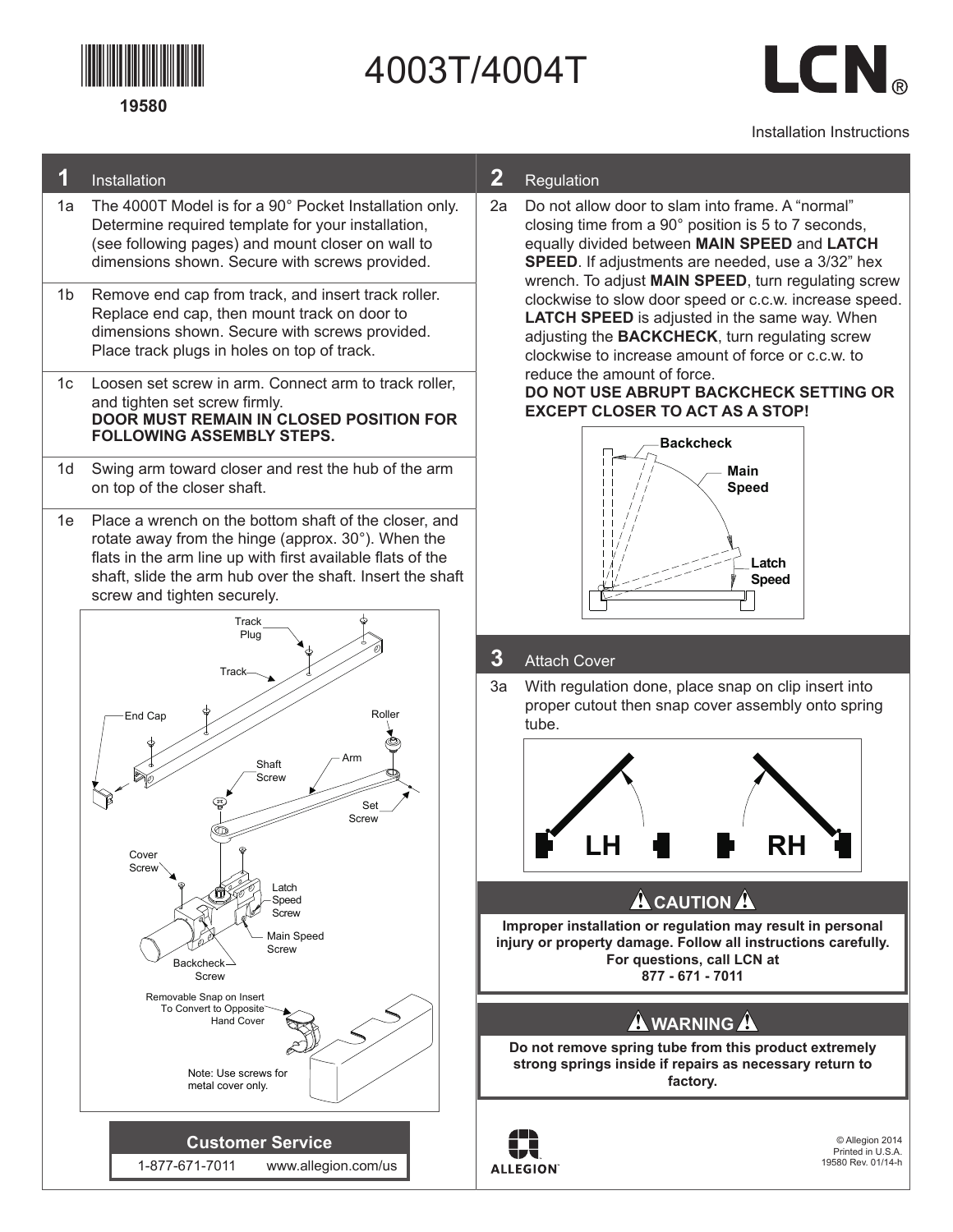19580

# 4003T/4004T

LCN®

Installation Instructions

## 1 Installation

1a The 4000T Model is for a 90° Pocket Installation only. Determine required template for your installation, (see following pages) and mount closer on wall to dimensions shown. Secure with screws provided.

1b Remove end cap from track, and insert track roller. Replace end cap, then mount track on door to dimensions shown. Secure with screws provided. Place track plugs in holes on top of track.

1c Loosen set screw in arm. Connect arm to track roller, and tighten set screw firmly.
**DOOR MUST REMAIN IN CLOSED POSITION FOR FOLLOWING ASSEMBLY STEPS.**

1d Swing arm toward closer and rest the hub of the arm on top of the closer shaft.

1e Place a wrench on the bottom shaft of the closer, and rotate away from the hinge (approx. 30°). When the flats in the arm line up with first available flats of the shaft, slide the arm hub over the shaft. Insert the shaft screw and tighten securely.

Track Plug
Track
End Cap
Roller
Shaft Screw
Arm
Set Screw
Cover Screw
Latch Speed Screw
Main Speed Screw
Backcheck Screw
Removable Snap on Insert To Convert to Opposite Hand Cover

Note: Use screws for metal cover only.

**Customer Service**

1-877-671-7011 www.allegion.com/us

## 2 Regulation

2a Do not allow door to slam into frame. A "normal" closing time from a 90° position is 5 to 7 seconds, equally divided between **MAIN SPEED** and **LATCH SPEED**. If adjustments are needed, use a 3/32" hex wrench. To adjust **MAIN SPEED**, turn regulating screw clockwise to slow door speed or c.c.w. increase speed. **LATCH SPEED** is adjusted in the same way. When adjusting the **BACKCHECK**, turn regulating screw clockwise to increase amount of force or c.c.w. to reduce the amount of force.
**DO NOT USE ABRUPT BACKCHECK SETTING OR EXCEPT CLOSER TO ACT AS A STOP!**

Backcheck
Main Speed
Latch Speed

## 3 Attach Cover

3a With regulation done, place snap on clip insert into proper cutout then snap cover assembly onto spring tube.

LH RH

### ⚠ CAUTION ⚠

**Improper installation or regulation may result in personal injury or property damage. Follow all instructions carefully. For questions, call LCN at 877 - 671 - 7011**

### ⚠ WARNING ⚠

**Do not remove spring tube from this product extremely strong springs inside if repairs as necessary return to factory.**

ALLEGION

© Allegion 2014
Printed in U.S.A.
19580 Rev. 01/14-h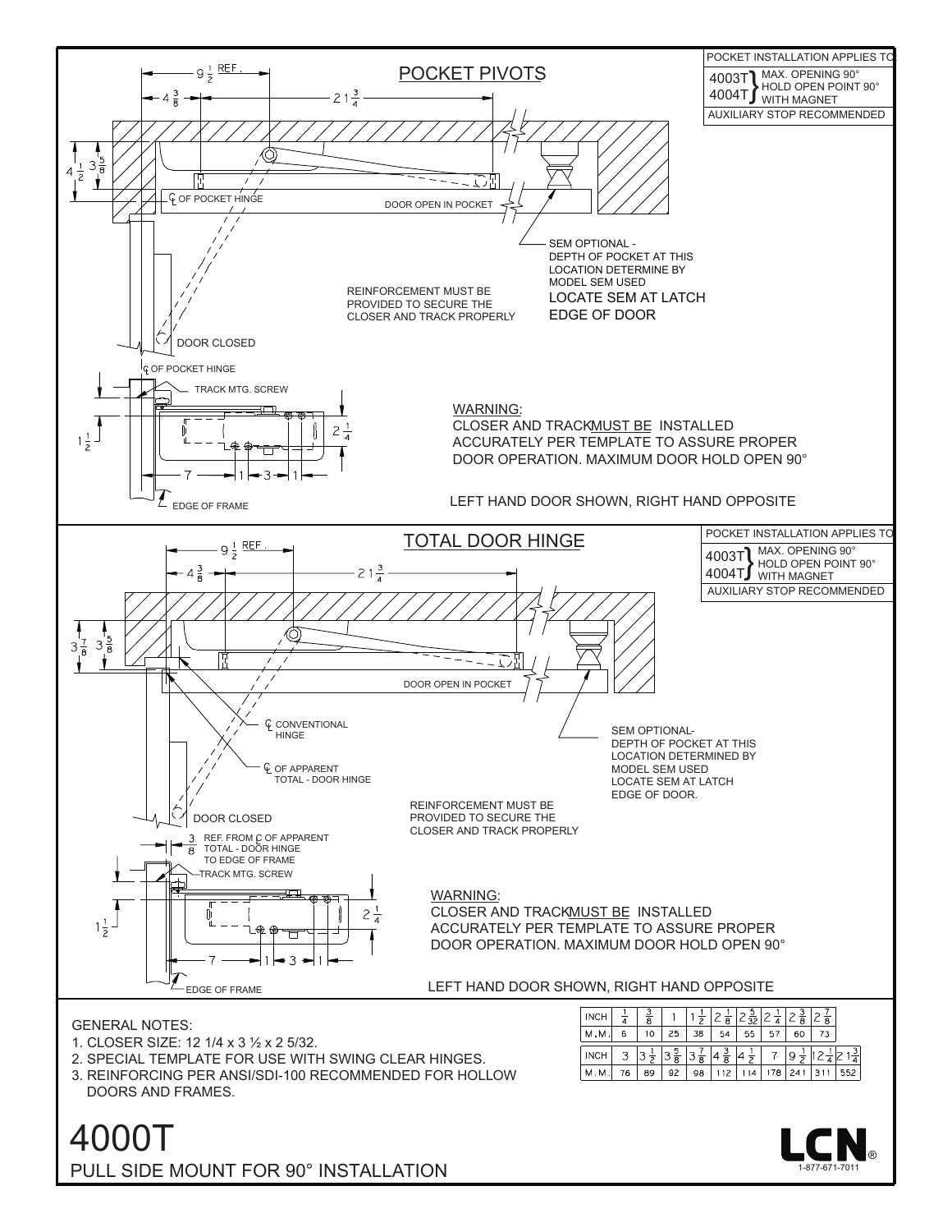## POCKET PIVOTS

| POCKET INSTALLATION APPLIES TO |
|---|
| 4003T / 4004T } MAX. OPENING 90° HOLD OPEN POINT 90° WITH MAGNET |
| AUXILIARY STOP RECOMMENDED |

$9\frac{1}{2}$ REF.

$4\frac{3}{8}$ — $21\frac{3}{4}$

$4\frac{1}{2}$ $3\frac{5}{8}$

℄ OF POCKET HINGE

DOOR OPEN IN POCKET

SEM OPTIONAL - DEPTH OF POCKET AT THIS LOCATION DETERMINE BY MODEL SEM USED

LOCATE SEM AT LATCH EDGE OF DOOR

REINFORCEMENT MUST BE PROVIDED TO SECURE THE CLOSER AND TRACK PROPERLY

DOOR CLOSED

℄ OF POCKET HINGE

TRACK MTG. SCREW

$1\frac{1}{2}$ $2\frac{1}{4}$

7 — 1 — 3 — 1

EDGE OF FRAME

WARNING:
CLOSER AND TRACK MUST BE INSTALLED ACCURATELY PER TEMPLATE TO ASSURE PROPER DOOR OPERATION. MAXIMUM DOOR HOLD OPEN 90°

LEFT HAND DOOR SHOWN, RIGHT HAND OPPOSITE

## TOTAL DOOR HINGE

| POCKET INSTALLATION APPLIES TO |
|---|
| 4003T / 4004T } MAX. OPENING 90° HOLD OPEN POINT 90° WITH MAGNET |
| AUXILIARY STOP RECOMMENDED |

$9\frac{1}{2}$ REF.

$4\frac{3}{8}$ — $21\frac{3}{4}$

$3\frac{7}{8}$ $3\frac{5}{8}$

DOOR OPEN IN POCKET

℄ CONVENTIONAL HINGE

℄ OF APPARENT TOTAL - DOOR HINGE

SEM OPTIONAL- DEPTH OF POCKET AT THIS LOCATION DETERMINED BY MODEL SEM USED LOCATE SEM AT LATCH EDGE OF DOOR.

REINFORCEMENT MUST BE PROVIDED TO SECURE THE CLOSER AND TRACK PROPERLY

DOOR CLOSED

$\frac{3}{8}$ REF. FROM ℄ OF APPARENT TOTAL - DOOR HINGE TO EDGE OF FRAME

TRACK MTG. SCREW

$1\frac{1}{2}$ $2\frac{1}{4}$

7 — 1 — 3 — 1

EDGE OF FRAME

WARNING:
CLOSER AND TRACK MUST BE INSTALLED ACCURATELY PER TEMPLATE TO ASSURE PROPER DOOR OPERATION. MAXIMUM DOOR HOLD OPEN 90°

LEFT HAND DOOR SHOWN, RIGHT HAND OPPOSITE

GENERAL NOTES:
1. CLOSER SIZE: 12 1/4 x 3 ½ x 2 5/32.
2. SPECIAL TEMPLATE FOR USE WITH SWING CLEAR HINGES.
3. REINFORCING PER ANSI/SDI-100 RECOMMENDED FOR HOLLOW DOORS AND FRAMES.

| INCH | $\frac{1}{4}$ | $\frac{3}{8}$ | 1 | $1\frac{1}{2}$ | $2\frac{1}{8}$ | $2\frac{5}{32}$ | $2\frac{1}{4}$ | $2\frac{3}{8}$ | $2\frac{7}{8}$ |
|---|---|---|---|---|---|---|---|---|---|
| M.M. | 6 | 10 | 25 | 38 | 54 | 55 | 57 | 60 | 73 |

| INCH | 3 | $3\frac{1}{2}$ | $3\frac{5}{8}$ | $3\frac{7}{8}$ | $4\frac{3}{8}$ | $4\frac{1}{2}$ | 7 | $9\frac{1}{2}$ | $12\frac{1}{4}$ | $21\frac{3}{4}$ |
|---|---|---|---|---|---|---|---|---|---|---|
| M.M. | 76 | 89 | 92 | 98 | 112 | 114 | 178 | 241 | 311 | 552 |

# 4000T

PULL SIDE MOUNT FOR 90° INSTALLATION

LCN® 1-877-671-7011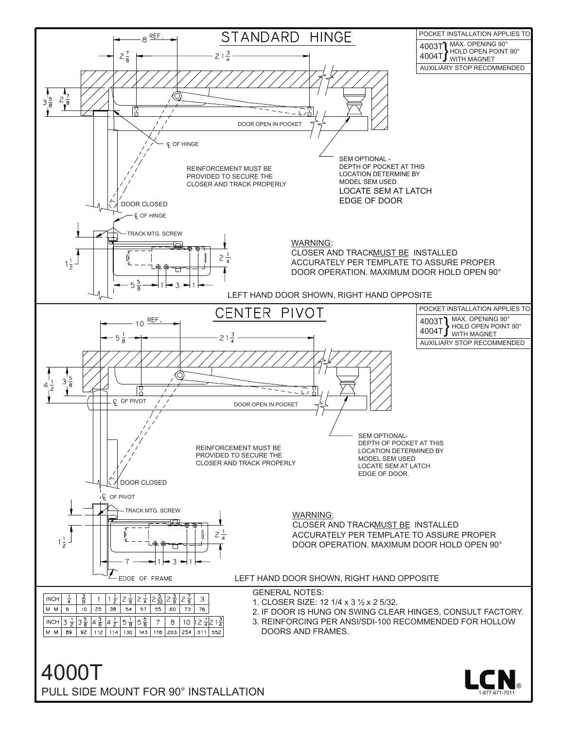## STANDARD HINGE

| POCKET INSTALLATION APPLIES TO |
| --- |
| 4003T / 4004T } MAX. OPENING 90° HOLD OPEN POINT 90° WITH MAGNET |
| AUXILIARY STOP RECOMMENDED |

8 REF.

$2\frac{7}{8}$ — $21\frac{3}{4}$

$3\frac{5}{8}$ $2\frac{7}{8}$

DOOR OPEN IN POCKET

℄ OF HINGE

REINFORCEMENT MUST BE PROVIDED TO SECURE THE CLOSER AND TRACK PROPERLY

SEM OPTIONAL - DEPTH OF POCKET AT THIS LOCATION DETERMINE BY MODEL SEM USED

LOCATE SEM AT LATCH EDGE OF DOOR

DOOR CLOSED

℄ OF HINGE

TRACK MTG. SCREW

$1\frac{1}{2}$ $2\frac{1}{4}$

$5\frac{5}{8}$ — 1 — 3 — 1

WARNING:
CLOSER AND TRACK MUST BE INSTALLED ACCURATELY PER TEMPLATE TO ASSURE PROPER DOOR OPERATION. MAXIMUM DOOR HOLD OPEN 90°

LEFT HAND DOOR SHOWN, RIGHT HAND OPPOSITE

## CENTER PIVOT

| POCKET INSTALLATION APPLIES TO |
| --- |
| 4003T / 4004T } MAX. OPENING 90° HOLD OPEN POINT 90° WITH MAGNET |
| AUXILIARY STOP RECOMMENDED |

10 REF.

$5\frac{1}{8}$ — $21\frac{3}{4}$

$4\frac{1}{2}$ $3\frac{5}{8}$

℄ OF PIVOT

DOOR OPEN IN POCKET

REINFORCEMENT MUST BE PROVIDED TO SECURE THE CLOSER AND TRACK PROPERLY

SEM OPTIONAL- DEPTH OF POCKET AT THIS LOCATION DETERMINED BY MODEL SEM USED LOCATE SEM AT LATCH EDGE OF DOOR.

DOOR CLOSED

℄ OF PIVOT

TRACK MTG. SCREW

$1\frac{1}{2}$ $2\frac{1}{4}$

7 — 1 — 3 — 1

EDGE OF FRAME

WARNING:
CLOSER AND TRACK MUST BE INSTALLED ACCURATELY PER TEMPLATE TO ASSURE PROPER DOOR OPERATION. MAXIMUM DOOR HOLD OPEN 90°

LEFT HAND DOOR SHOWN, RIGHT HAND OPPOSITE

| INCH | $\frac{1}{4}$ | $\frac{3}{8}$ | 1 | $1\frac{1}{2}$ | $2\frac{1}{8}$ | $2\frac{1}{4}$ | $2\frac{5}{32}$ | $2\frac{3}{8}$ | $2\frac{7}{8}$ | 3 |
| --- | --- | --- | --- | --- | --- | --- | --- | --- | --- | --- |
| M M. | 6 | 10 | 25 | 38 | 54 | 57 | 55 | 60 | 73 | 76 |

| INCH | $3\frac{1}{2}$ | $3\frac{5}{8}$ | $4\frac{3}{8}$ | $4\frac{1}{2}$ | $5\frac{1}{8}$ | $5\frac{5}{8}$ | 7 | 8 | 10 | $12\frac{1}{4}$ | $21\frac{3}{4}$ |
| --- | --- | --- | --- | --- | --- | --- | --- | --- | --- | --- | --- |
| M M. | 89 | 92 | 112 | 114 | 130 | 143 | 178 | 203 | 254 | 311 | 552 |

GENERAL NOTES:
1. CLOSER SIZE: 12 1/4 x 3 ½ x 2 5/32.
2. IF DOOR IS HUNG ON SWING CLEAR HINGES, CONSULT FACTORY.
3. REINFORCING PER ANSI/SDI-100 RECOMMENDED FOR HOLLOW DOORS AND FRAMES.

# 4000T

PULL SIDE MOUNT FOR 90° INSTALLATION

LCN® 1-877-671-7011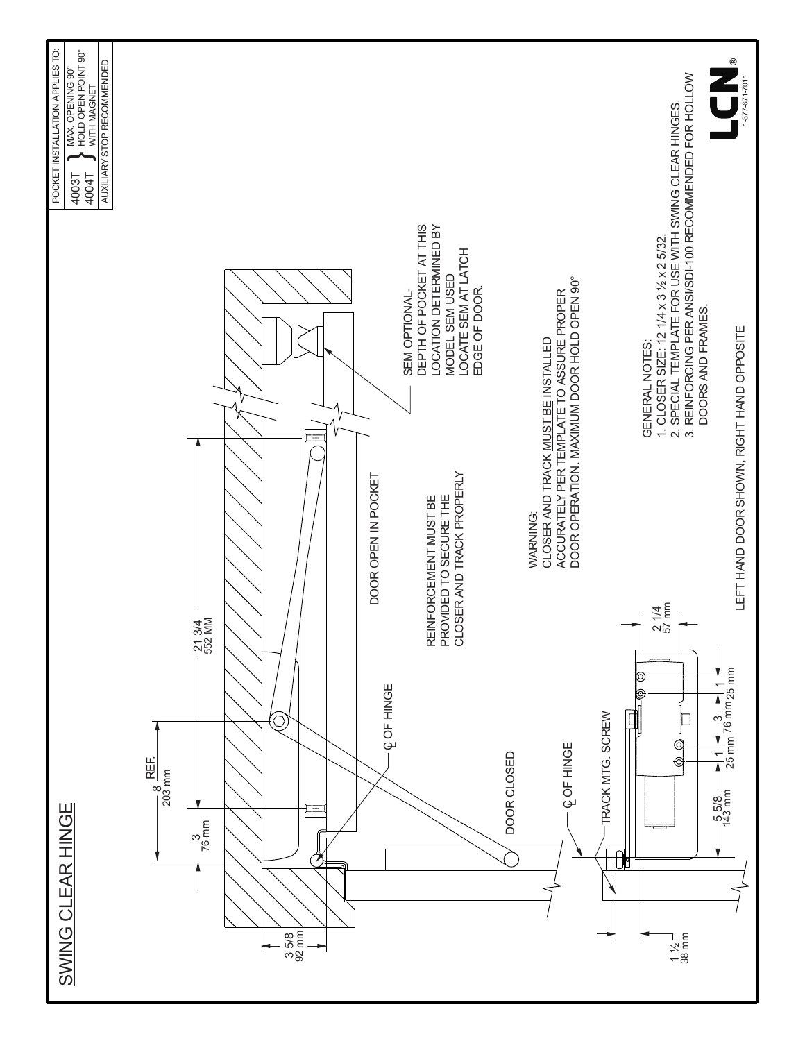# SWING CLEAR HINGE

| POCKET INSTALLATION APPLIES TO: | |
|---|---|
| 4003T<br>4004T | MAX. OPENING 90°<br>HOLD OPEN POINT 90° WITH MAGNET |
| AUXILIARY STOP RECOMMENDED | |

REF. 8 / 203 mm

21 3/4 / 552 MM

3 / 76 mm

3 5/8 / 92 mm

℄ OF HINGE

DOOR OPEN IN POCKET

DOOR CLOSED

SEM OPTIONAL-DEPTH OF POCKET AT THIS LOCATION DETERMINED BY MODEL SEM USED LOCATE SEM AT LATCH EDGE OF DOOR.

REINFORCEMENT MUST BE PROVIDED TO SECURE THE CLOSER AND TRACK PROPERLY

℄ OF HINGE

TRACK MTG. SCREW

2 1/4 / 57 mm

5 5/8 / 143 mm

1 / 25 mm

3 / 76 mm

1 / 25 mm

1 ½ / 38 mm

WARNING:
CLOSER AND TRACK MUST BE INSTALLED ACCURATELY PER TEMPLATE TO ASSURE PROPER DOOR OPERATION. MAXIMUM DOOR HOLD OPEN 90°

GENERAL NOTES:
1. CLOSER SIZE: 12 1/4 x 3 ½ x 2 5/32.
2. SPECIAL TEMPLATE FOR USE WITH SWING CLEAR HINGES.
3. REINFORCING PER ANSI/SDI-100 RECOMMENDED FOR HOLLOW DOORS AND FRAMES.

LEFT HAND DOOR SHOWN, RIGHT HAND OPPOSITE

LCN®
1-877-671-7011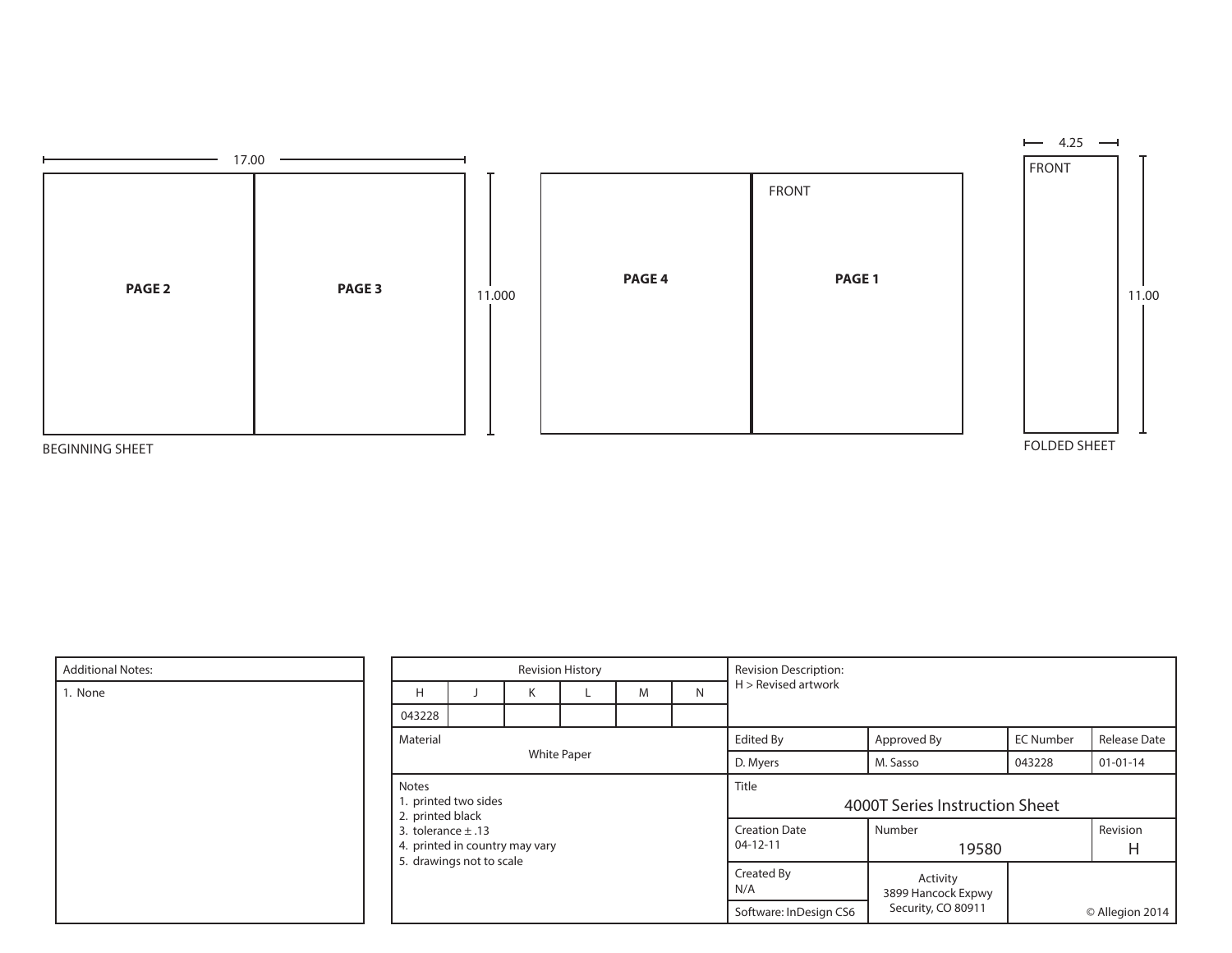17.00

PAGE 2

PAGE 3

11.000

BEGINNING SHEET

PAGE 4

FRONT

PAGE 1

4.25

FRONT

11.00

FOLDED SHEET

| Additional Notes: |
| --- |
| 1. None |

| Revision History | | | | | |
| --- | --- | --- | --- | --- | --- |
| H | J | K | L | M | N |
| 043228 | | | | | |

Material: White Paper

Notes
1. printed two sides
2. printed black
3. tolerance ± .13
4. printed in country may vary
5. drawings not to scale

Revision Description:
H > Revised artwork

| Edited By | Approved By | EC Number | Release Date |
| --- | --- | --- | --- |
| D. Myers | M. Sasso | 043228 | 01-01-14 |

Title: 4000T Series Instruction Sheet

| Creation Date | Number | Revision |
| --- | --- | --- |
| 04-12-11 | 19580 | H |

Created By: N/A

Software: InDesign CS6

Activity
3899 Hancock Expwy
Security, CO 80911

© Allegion 2014